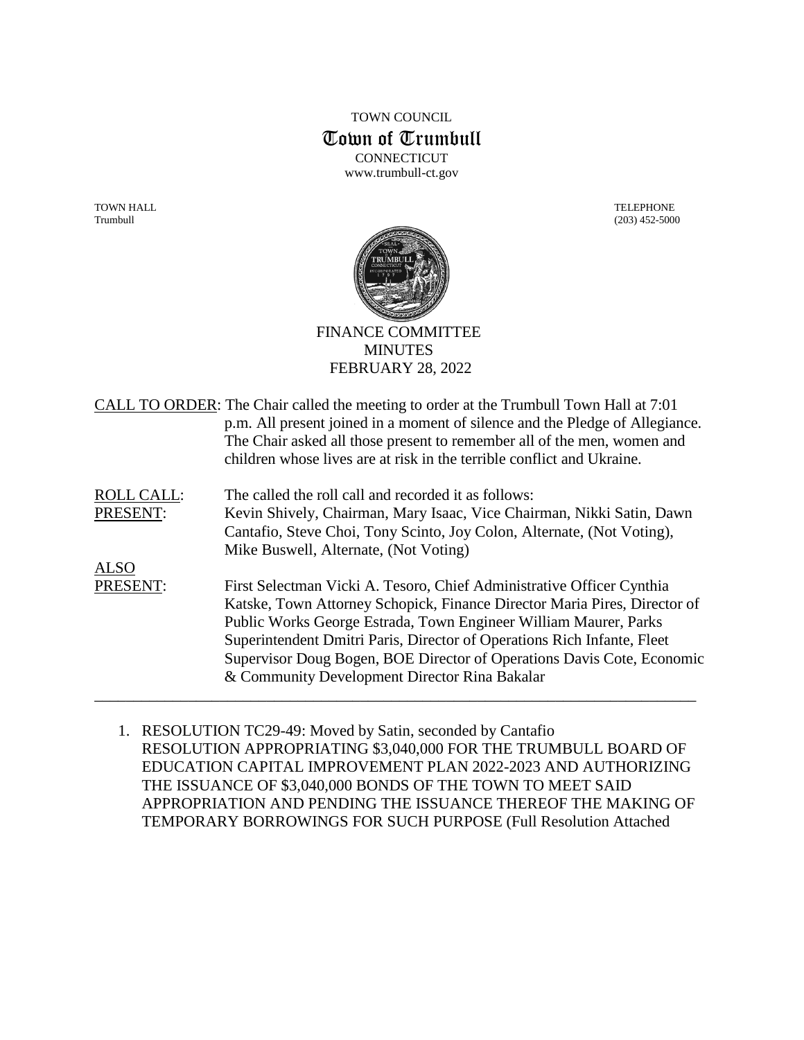TOWN COUNCIL

# Town of Trumbull

CONNECTICUT

www.trumbull-ct.gov

TOWN HALL
Trumbull

TELEPHONE
(203) 452-5000

## FINANCE COMMITTEE MINUTES FEBRUARY 28, 2022

CALL TO ORDER: The Chair called the meeting to order at the Trumbull Town Hall at 7:01 p.m. All present joined in a moment of silence and the Pledge of Allegiance. The Chair asked all those present to remember all of the men, women and children whose lives are at risk in the terrible conflict and Ukraine.

ROLL CALL: The called the roll call and recorded it as follows:

PRESENT: Kevin Shively, Chairman, Mary Isaac, Vice Chairman, Nikki Satin, Dawn Cantafio, Steve Choi, Tony Scinto, Joy Colon, Alternate, (Not Voting), Mike Buswell, Alternate, (Not Voting)

ALSO PRESENT: First Selectman Vicki A. Tesoro, Chief Administrative Officer Cynthia Katske, Town Attorney Schopick, Finance Director Maria Pires, Director of Public Works George Estrada, Town Engineer William Maurer, Parks Superintendent Dmitri Paris, Director of Operations Rich Infante, Fleet Supervisor Doug Bogen, BOE Director of Operations Davis Cote, Economic & Community Development Director Rina Bakalar

---

1. RESOLUTION TC29-49: Moved by Satin, seconded by Cantafio
RESOLUTION APPROPRIATING $3,040,000 FOR THE TRUMBULL BOARD OF EDUCATION CAPITAL IMPROVEMENT PLAN 2022-2023 AND AUTHORIZING THE ISSUANCE OF $3,040,000 BONDS OF THE TOWN TO MEET SAID APPROPRIATION AND PENDING THE ISSUANCE THEREOF THE MAKING OF TEMPORARY BORROWINGS FOR SUCH PURPOSE (Full Resolution Attached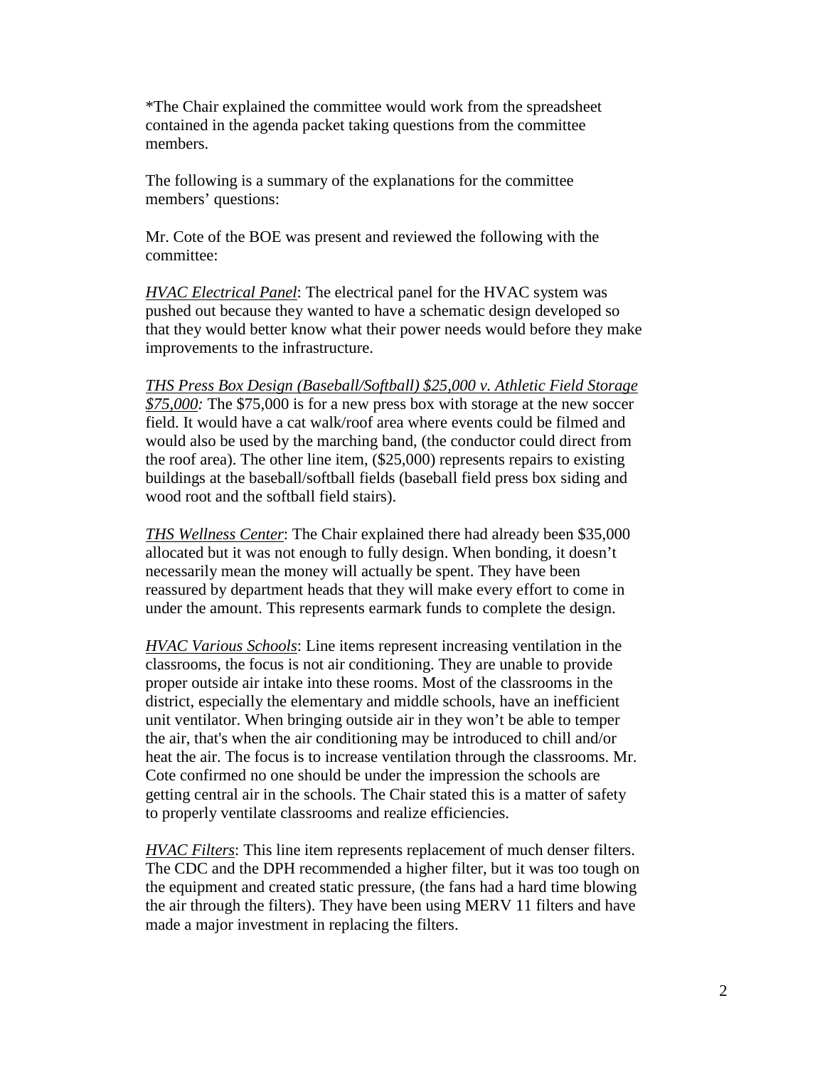*The Chair explained the committee would work from the spreadsheet contained in the agenda packet taking questions from the committee members.

The following is a summary of the explanations for the committee members' questions:

Mr. Cote of the BOE was present and reviewed the following with the committee:

*HVAC Electrical Panel*: The electrical panel for the HVAC system was pushed out because they wanted to have a schematic design developed so that they would better know what their power needs would before they make improvements to the infrastructure.

*THS Press Box Design (Baseball/Softball) $25,000 v. Athletic Field Storage $75,000:* The $75,000 is for a new press box with storage at the new soccer field. It would have a cat walk/roof area where events could be filmed and would also be used by the marching band, (the conductor could direct from the roof area). The other line item, ($25,000) represents repairs to existing buildings at the baseball/softball fields (baseball field press box siding and wood root and the softball field stairs).

*THS Wellness Center*: The Chair explained there had already been $35,000 allocated but it was not enough to fully design. When bonding, it doesn't necessarily mean the money will actually be spent. They have been reassured by department heads that they will make every effort to come in under the amount. This represents earmark funds to complete the design.

*HVAC Various Schools*: Line items represent increasing ventilation in the classrooms, the focus is not air conditioning. They are unable to provide proper outside air intake into these rooms. Most of the classrooms in the district, especially the elementary and middle schools, have an inefficient unit ventilator. When bringing outside air in they won't be able to temper the air, that's when the air conditioning may be introduced to chill and/or heat the air. The focus is to increase ventilation through the classrooms. Mr. Cote confirmed no one should be under the impression the schools are getting central air in the schools. The Chair stated this is a matter of safety to properly ventilate classrooms and realize efficiencies.

*HVAC Filters*: This line item represents replacement of much denser filters. The CDC and the DPH recommended a higher filter, but it was too tough on the equipment and created static pressure, (the fans had a hard time blowing the air through the filters). They have been using MERV 11 filters and have made a major investment in replacing the filters.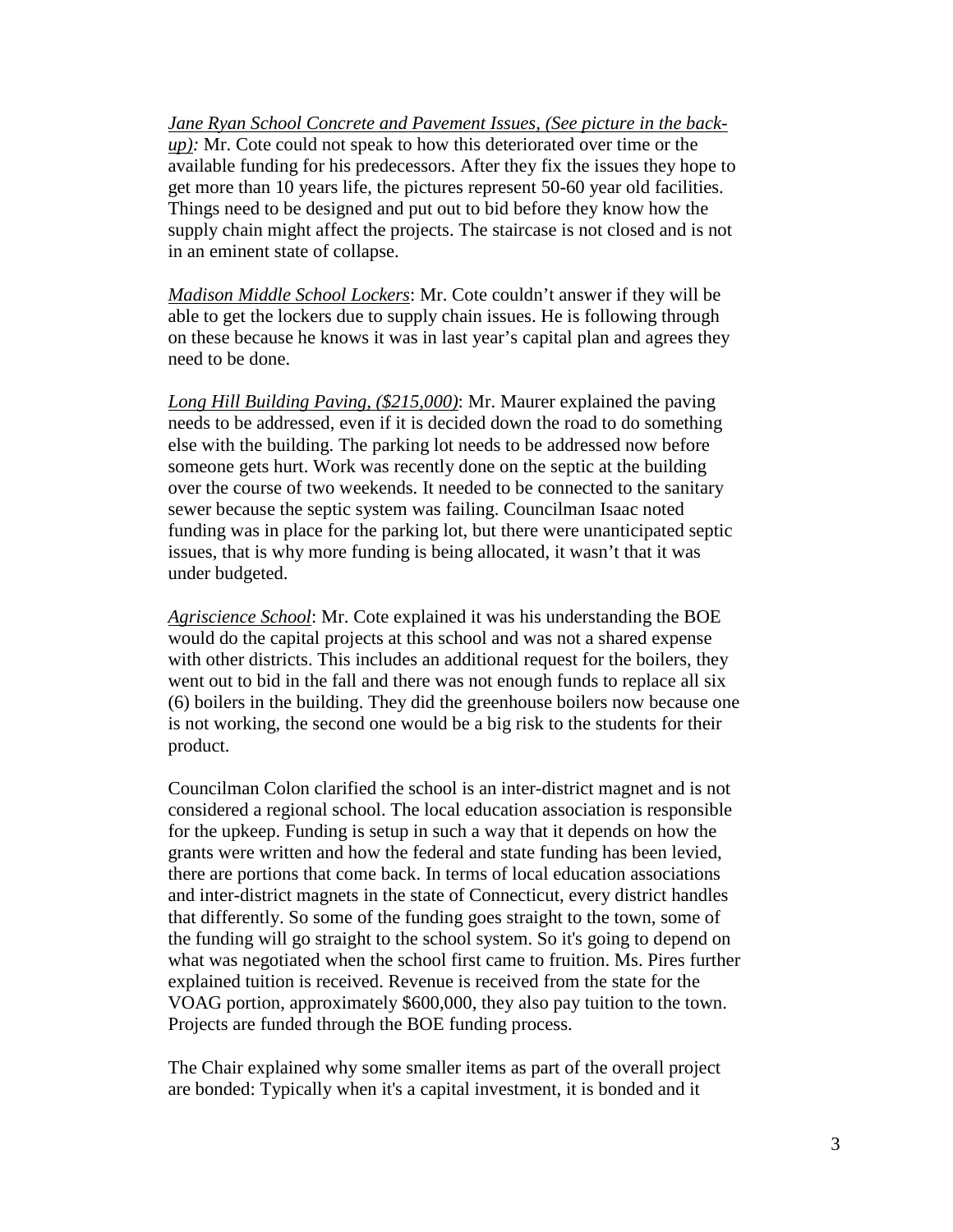*Jane Ryan School Concrete and Pavement Issues, (See picture in the back-up):* Mr. Cote could not speak to how this deteriorated over time or the available funding for his predecessors. After they fix the issues they hope to get more than 10 years life, the pictures represent 50-60 year old facilities. Things need to be designed and put out to bid before they know how the supply chain might affect the projects. The staircase is not closed and is not in an eminent state of collapse.

*Madison Middle School Lockers*: Mr. Cote couldn't answer if they will be able to get the lockers due to supply chain issues. He is following through on these because he knows it was in last year's capital plan and agrees they need to be done.

*Long Hill Building Paving, ($215,000)*: Mr. Maurer explained the paving needs to be addressed, even if it is decided down the road to do something else with the building. The parking lot needs to be addressed now before someone gets hurt. Work was recently done on the septic at the building over the course of two weekends. It needed to be connected to the sanitary sewer because the septic system was failing. Councilman Isaac noted funding was in place for the parking lot, but there were unanticipated septic issues, that is why more funding is being allocated, it wasn't that it was under budgeted.

*Agriscience School*: Mr. Cote explained it was his understanding the BOE would do the capital projects at this school and was not a shared expense with other districts. This includes an additional request for the boilers, they went out to bid in the fall and there was not enough funds to replace all six (6) boilers in the building. They did the greenhouse boilers now because one is not working, the second one would be a big risk to the students for their product.

Councilman Colon clarified the school is an inter-district magnet and is not considered a regional school. The local education association is responsible for the upkeep. Funding is setup in such a way that it depends on how the grants were written and how the federal and state funding has been levied, there are portions that come back. In terms of local education associations and inter-district magnets in the state of Connecticut, every district handles that differently. So some of the funding goes straight to the town, some of the funding will go straight to the school system. So it's going to depend on what was negotiated when the school first came to fruition. Ms. Pires further explained tuition is received. Revenue is received from the state for the VOAG portion, approximately $600,000, they also pay tuition to the town. Projects are funded through the BOE funding process.

The Chair explained why some smaller items as part of the overall project are bonded: Typically when it's a capital investment, it is bonded and it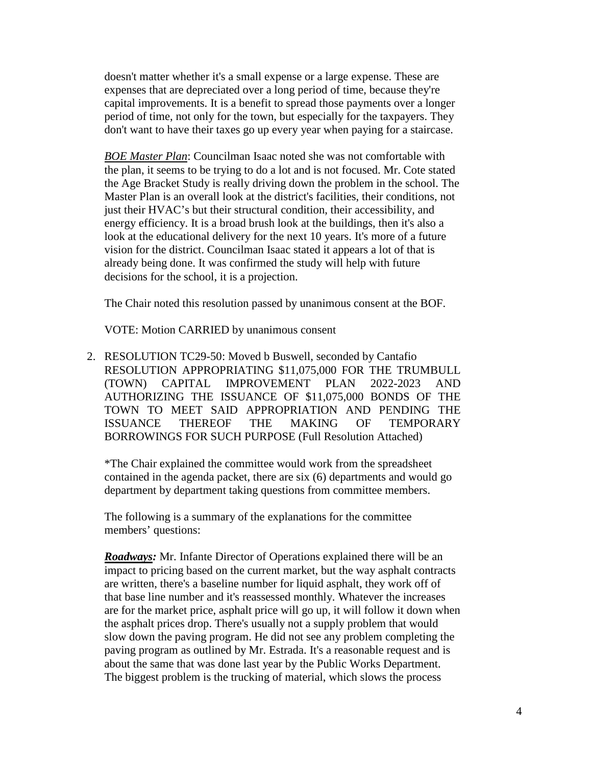doesn't matter whether it's a small expense or a large expense. These are expenses that are depreciated over a long period of time, because they're capital improvements. It is a benefit to spread those payments over a longer period of time, not only for the town, but especially for the taxpayers. They don't want to have their taxes go up every year when paying for a staircase.

*BOE Master Plan*: Councilman Isaac noted she was not comfortable with the plan, it seems to be trying to do a lot and is not focused. Mr. Cote stated the Age Bracket Study is really driving down the problem in the school. The Master Plan is an overall look at the district's facilities, their conditions, not just their HVAC's but their structural condition, their accessibility, and energy efficiency. It is a broad brush look at the buildings, then it's also a look at the educational delivery for the next 10 years. It's more of a future vision for the district. Councilman Isaac stated it appears a lot of that is already being done. It was confirmed the study will help with future decisions for the school, it is a projection.

The Chair noted this resolution passed by unanimous consent at the BOF.

VOTE: Motion CARRIED by unanimous consent

2. RESOLUTION TC29-50: Moved b Buswell, seconded by Cantafio RESOLUTION APPROPRIATING $11,075,000 FOR THE TRUMBULL (TOWN) CAPITAL IMPROVEMENT PLAN 2022-2023 AND AUTHORIZING THE ISSUANCE OF $11,075,000 BONDS OF THE TOWN TO MEET SAID APPROPRIATION AND PENDING THE ISSUANCE THEREOF THE MAKING OF TEMPORARY BORROWINGS FOR SUCH PURPOSE (Full Resolution Attached)

   *The Chair explained the committee would work from the spreadsheet contained in the agenda packet, there are six (6) departments and would go department by department taking questions from committee members.

   The following is a summary of the explanations for the committee members' questions:

   ***Roadways:*** Mr. Infante Director of Operations explained there will be an impact to pricing based on the current market, but the way asphalt contracts are written, there's a baseline number for liquid asphalt, they work off of that base line number and it's reassessed monthly. Whatever the increases are for the market price, asphalt price will go up, it will follow it down when the asphalt prices drop. There's usually not a supply problem that would slow down the paving program. He did not see any problem completing the paving program as outlined by Mr. Estrada. It's a reasonable request and is about the same that was done last year by the Public Works Department. The biggest problem is the trucking of material, which slows the process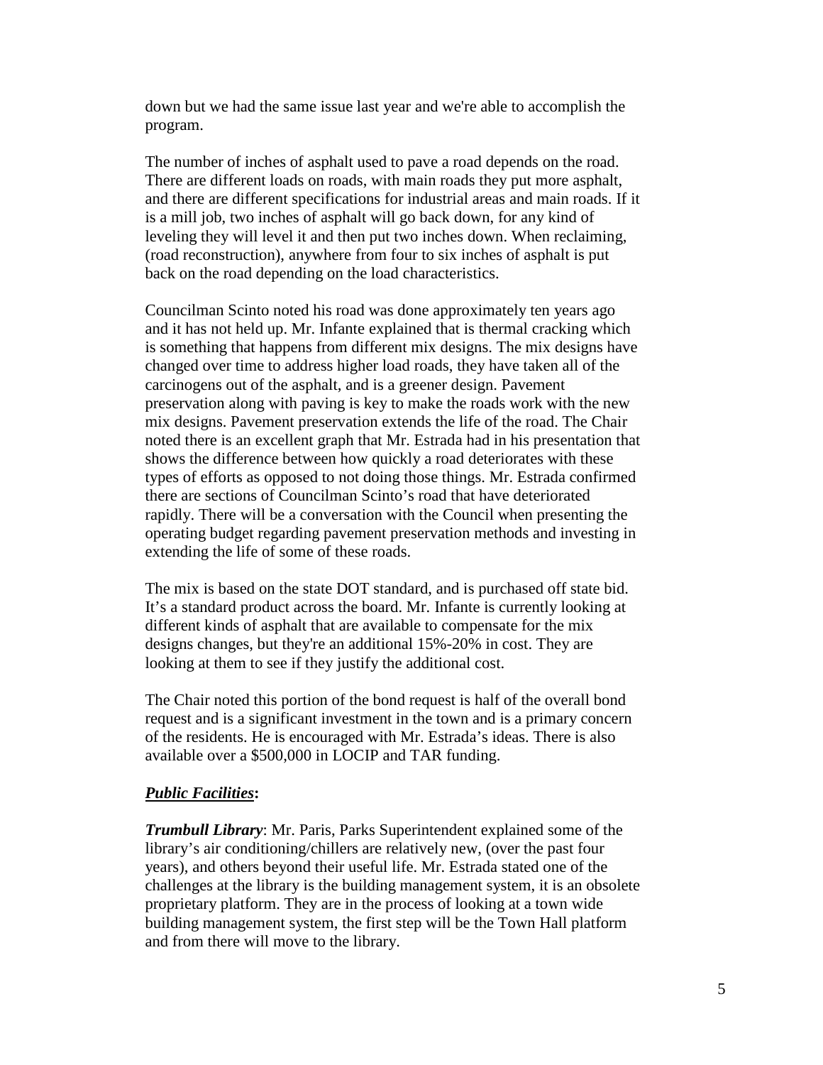down but we had the same issue last year and we're able to accomplish the program.

The number of inches of asphalt used to pave a road depends on the road. There are different loads on roads, with main roads they put more asphalt, and there are different specifications for industrial areas and main roads. If it is a mill job, two inches of asphalt will go back down, for any kind of leveling they will level it and then put two inches down. When reclaiming, (road reconstruction), anywhere from four to six inches of asphalt is put back on the road depending on the load characteristics.

Councilman Scinto noted his road was done approximately ten years ago and it has not held up. Mr. Infante explained that is thermal cracking which is something that happens from different mix designs. The mix designs have changed over time to address higher load roads, they have taken all of the carcinogens out of the asphalt, and is a greener design. Pavement preservation along with paving is key to make the roads work with the new mix designs. Pavement preservation extends the life of the road. The Chair noted there is an excellent graph that Mr. Estrada had in his presentation that shows the difference between how quickly a road deteriorates with these types of efforts as opposed to not doing those things. Mr. Estrada confirmed there are sections of Councilman Scinto's road that have deteriorated rapidly. There will be a conversation with the Council when presenting the operating budget regarding pavement preservation methods and investing in extending the life of some of these roads.

The mix is based on the state DOT standard, and is purchased off state bid. It's a standard product across the board. Mr. Infante is currently looking at different kinds of asphalt that are available to compensate for the mix designs changes, but they're an additional 15%-20% in cost. They are looking at them to see if they justify the additional cost.

The Chair noted this portion of the bond request is half of the overall bond request and is a significant investment in the town and is a primary concern of the residents. He is encouraged with Mr. Estrada's ideas. There is also available over a $500,000 in LOCIP and TAR funding.

***Public Facilities*:**

***Trumbull Library***: Mr. Paris, Parks Superintendent explained some of the library's air conditioning/chillers are relatively new, (over the past four years), and others beyond their useful life. Mr. Estrada stated one of the challenges at the library is the building management system, it is an obsolete proprietary platform. They are in the process of looking at a town wide building management system, the first step will be the Town Hall platform and from there will move to the library.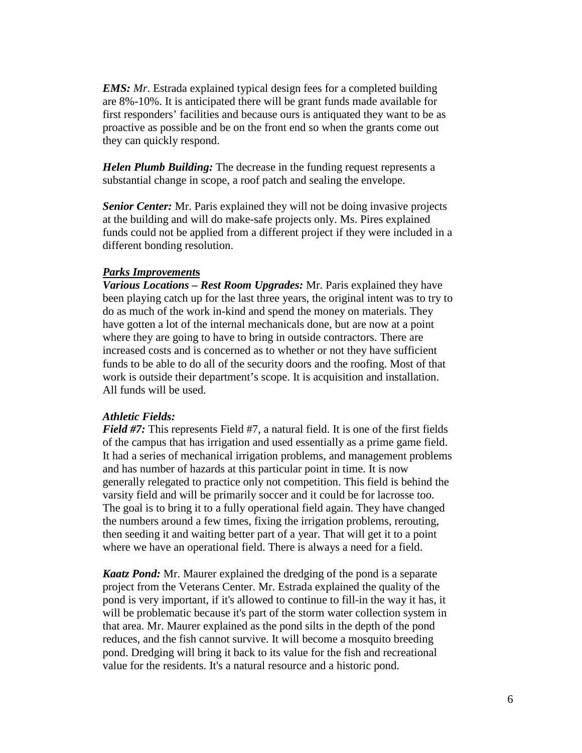***EMS:*** *Mr*. Estrada explained typical design fees for a completed building are 8%-10%. It is anticipated there will be grant funds made available for first responders' facilities and because ours is antiquated they want to be as proactive as possible and be on the front end so when the grants come out they can quickly respond.

***Helen Plumb Building:*** The decrease in the funding request represents a substantial change in scope, a roof patch and sealing the envelope.

***Senior Center:*** Mr. Paris explained they will not be doing invasive projects at the building and will do make-safe projects only. Ms. Pires explained funds could not be applied from a different project if they were included in a different bonding resolution.

***<u>Parks Improvements</u>***

***Various Locations – Rest Room Upgrades:*** Mr. Paris explained they have been playing catch up for the last three years, the original intent was to try to do as much of the work in-kind and spend the money on materials. They have gotten a lot of the internal mechanicals done, but are now at a point where they are going to have to bring in outside contractors. There are increased costs and is concerned as to whether or not they have sufficient funds to be able to do all of the security doors and the roofing. Most of that work is outside their department's scope. It is acquisition and installation. All funds will be used.

***Athletic Fields:***

***Field #7:*** This represents Field #7, a natural field. It is one of the first fields of the campus that has irrigation and used essentially as a prime game field. It had a series of mechanical irrigation problems, and management problems and has number of hazards at this particular point in time. It is now generally relegated to practice only not competition. This field is behind the varsity field and will be primarily soccer and it could be for lacrosse too. The goal is to bring it to a fully operational field again. They have changed the numbers around a few times, fixing the irrigation problems, rerouting, then seeding it and waiting better part of a year. That will get it to a point where we have an operational field. There is always a need for a field.

***Kaatz Pond:*** Mr. Maurer explained the dredging of the pond is a separate project from the Veterans Center. Mr. Estrada explained the quality of the pond is very important, if it's allowed to continue to fill-in the way it has, it will be problematic because it's part of the storm water collection system in that area. Mr. Maurer explained as the pond silts in the depth of the pond reduces, and the fish cannot survive. It will become a mosquito breeding pond. Dredging will bring it back to its value for the fish and recreational value for the residents. It's a natural resource and a historic pond.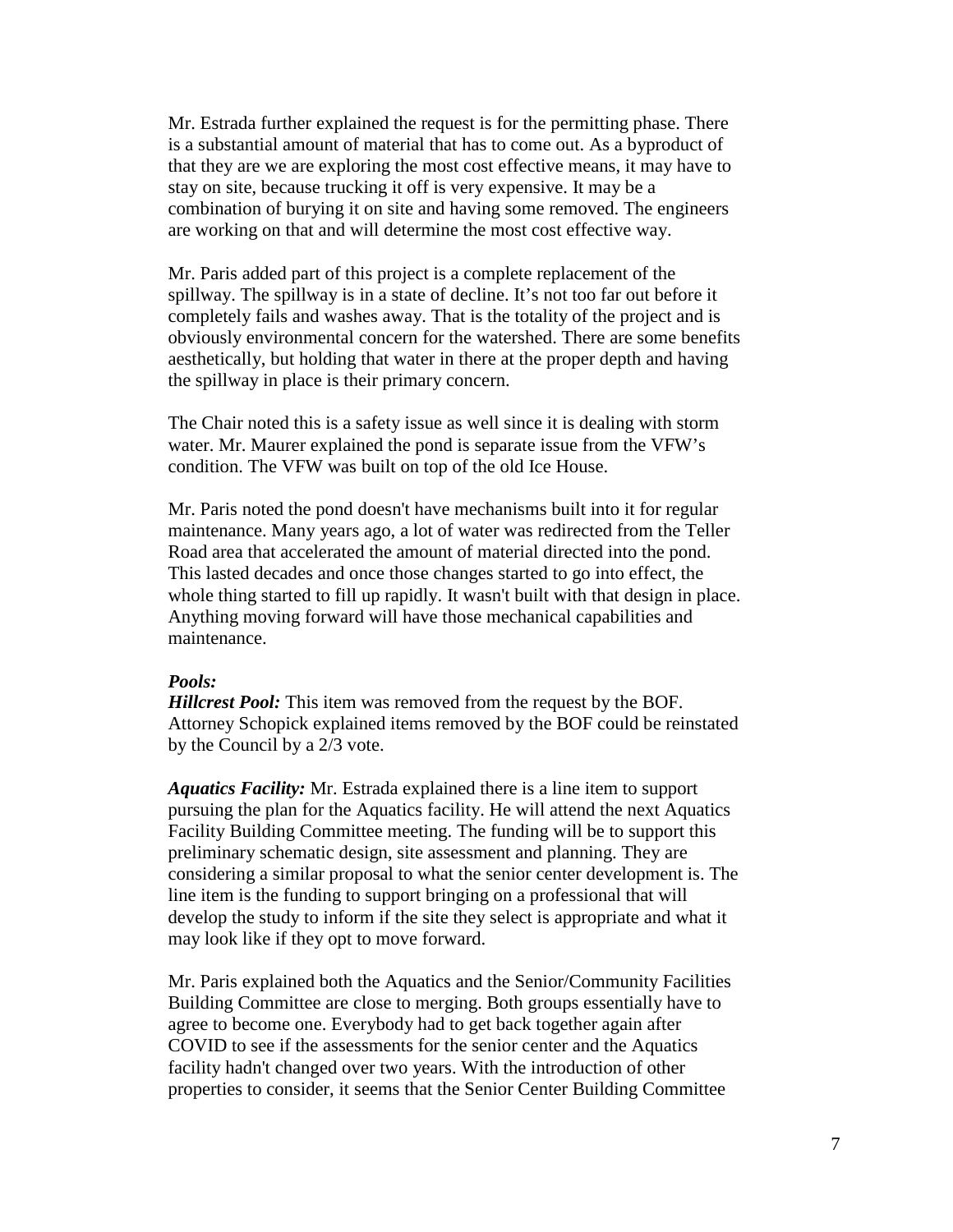Mr. Estrada further explained the request is for the permitting phase. There is a substantial amount of material that has to come out. As a byproduct of that they are we are exploring the most cost effective means, it may have to stay on site, because trucking it off is very expensive. It may be a combination of burying it on site and having some removed. The engineers are working on that and will determine the most cost effective way.

Mr. Paris added part of this project is a complete replacement of the spillway. The spillway is in a state of decline. It's not too far out before it completely fails and washes away. That is the totality of the project and is obviously environmental concern for the watershed. There are some benefits aesthetically, but holding that water in there at the proper depth and having the spillway in place is their primary concern.

The Chair noted this is a safety issue as well since it is dealing with storm water. Mr. Maurer explained the pond is separate issue from the VFW's condition. The VFW was built on top of the old Ice House.

Mr. Paris noted the pond doesn't have mechanisms built into it for regular maintenance. Many years ago, a lot of water was redirected from the Teller Road area that accelerated the amount of material directed into the pond. This lasted decades and once those changes started to go into effect, the whole thing started to fill up rapidly. It wasn't built with that design in place. Anything moving forward will have those mechanical capabilities and maintenance.

***Pools:***
***Hillcrest Pool:*** This item was removed from the request by the BOF. Attorney Schopick explained items removed by the BOF could be reinstated by the Council by a 2/3 vote.

***Aquatics Facility:*** Mr. Estrada explained there is a line item to support pursuing the plan for the Aquatics facility. He will attend the next Aquatics Facility Building Committee meeting. The funding will be to support this preliminary schematic design, site assessment and planning. They are considering a similar proposal to what the senior center development is. The line item is the funding to support bringing on a professional that will develop the study to inform if the site they select is appropriate and what it may look like if they opt to move forward.

Mr. Paris explained both the Aquatics and the Senior/Community Facilities Building Committee are close to merging. Both groups essentially have to agree to become one. Everybody had to get back together again after COVID to see if the assessments for the senior center and the Aquatics facility hadn't changed over two years. With the introduction of other properties to consider, it seems that the Senior Center Building Committee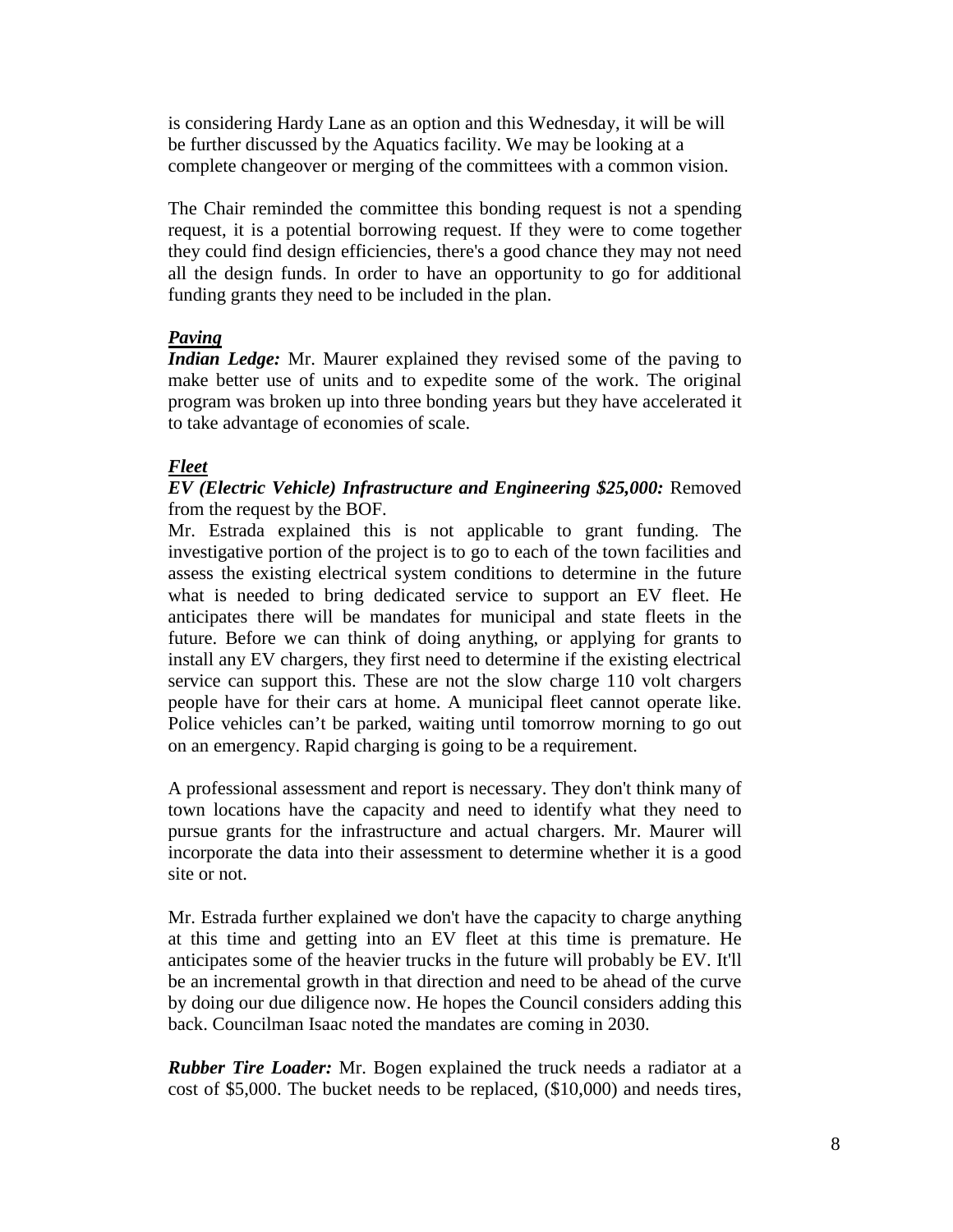is considering Hardy Lane as an option and this Wednesday, it will be will be further discussed by the Aquatics facility. We may be looking at a complete changeover or merging of the committees with a common vision.

The Chair reminded the committee this bonding request is not a spending request, it is a potential borrowing request. If they were to come together they could find design efficiencies, there's a good chance they may not need all the design funds. In order to have an opportunity to go for additional funding grants they need to be included in the plan.

***Paving***

***Indian Ledge:*** Mr. Maurer explained they revised some of the paving to make better use of units and to expedite some of the work. The original program was broken up into three bonding years but they have accelerated it to take advantage of economies of scale.

***Fleet***

***EV (Electric Vehicle) Infrastructure and Engineering $25,000:*** Removed from the request by the BOF.

Mr. Estrada explained this is not applicable to grant funding. The investigative portion of the project is to go to each of the town facilities and assess the existing electrical system conditions to determine in the future what is needed to bring dedicated service to support an EV fleet. He anticipates there will be mandates for municipal and state fleets in the future. Before we can think of doing anything, or applying for grants to install any EV chargers, they first need to determine if the existing electrical service can support this. These are not the slow charge 110 volt chargers people have for their cars at home. A municipal fleet cannot operate like. Police vehicles can't be parked, waiting until tomorrow morning to go out on an emergency. Rapid charging is going to be a requirement.

A professional assessment and report is necessary. They don't think many of town locations have the capacity and need to identify what they need to pursue grants for the infrastructure and actual chargers. Mr. Maurer will incorporate the data into their assessment to determine whether it is a good site or not.

Mr. Estrada further explained we don't have the capacity to charge anything at this time and getting into an EV fleet at this time is premature. He anticipates some of the heavier trucks in the future will probably be EV. It'll be an incremental growth in that direction and need to be ahead of the curve by doing our due diligence now. He hopes the Council considers adding this back. Councilman Isaac noted the mandates are coming in 2030.

***Rubber Tire Loader:*** Mr. Bogen explained the truck needs a radiator at a cost of $5,000. The bucket needs to be replaced, ($10,000) and needs tires,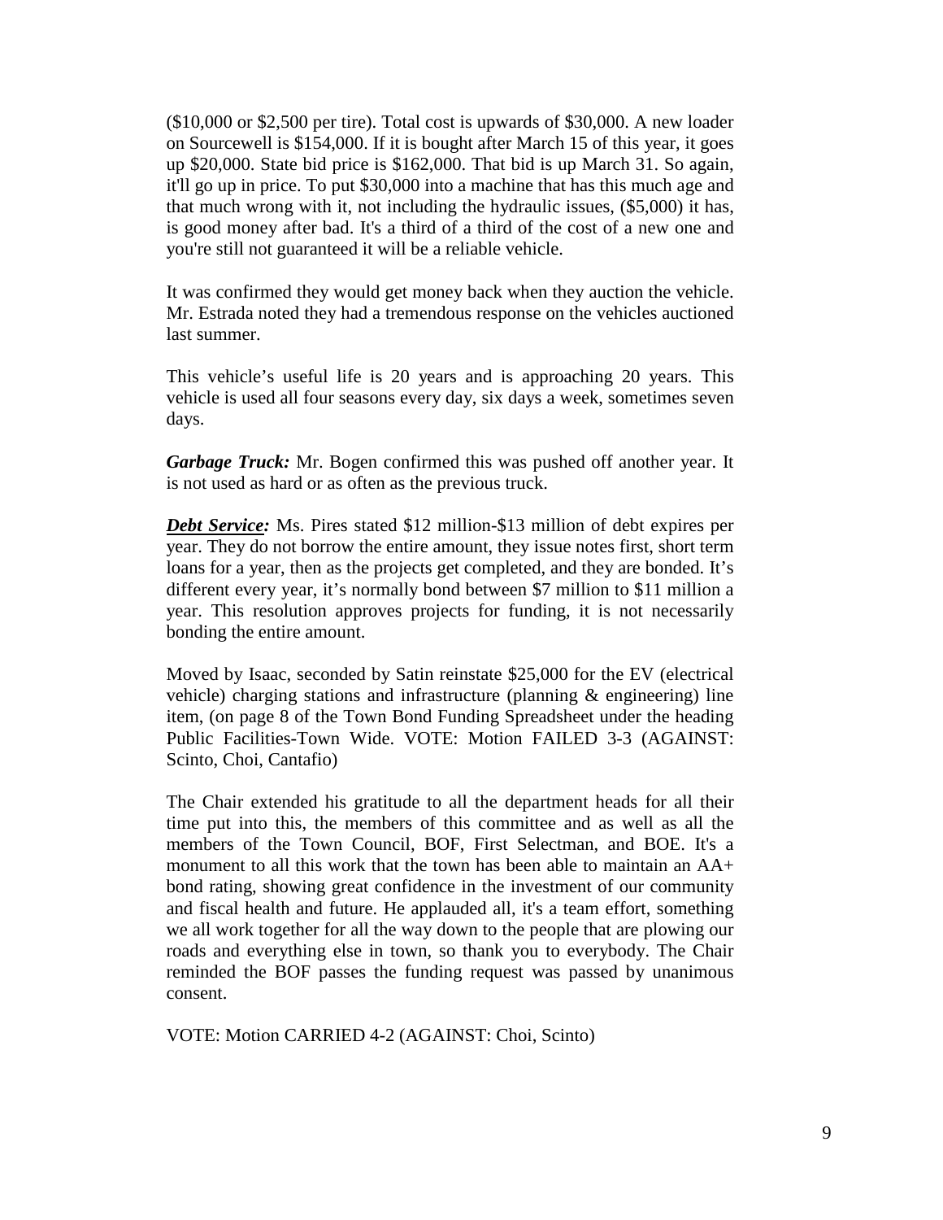($10,000 or $2,500 per tire). Total cost is upwards of $30,000. A new loader on Sourcewell is $154,000. If it is bought after March 15 of this year, it goes up $20,000. State bid price is $162,000. That bid is up March 31. So again, it'll go up in price. To put $30,000 into a machine that has this much age and that much wrong with it, not including the hydraulic issues, ($5,000) it has, is good money after bad. It's a third of a third of the cost of a new one and you're still not guaranteed it will be a reliable vehicle.

It was confirmed they would get money back when they auction the vehicle. Mr. Estrada noted they had a tremendous response on the vehicles auctioned last summer.

This vehicle's useful life is 20 years and is approaching 20 years. This vehicle is used all four seasons every day, six days a week, sometimes seven days.

***Garbage Truck:*** Mr. Bogen confirmed this was pushed off another year. It is not used as hard or as often as the previous truck.

***<u>Debt Service</u>:*** Ms. Pires stated $12 million-$13 million of debt expires per year. They do not borrow the entire amount, they issue notes first, short term loans for a year, then as the projects get completed, and they are bonded. It's different every year, it's normally bond between $7 million to $11 million a year. This resolution approves projects for funding, it is not necessarily bonding the entire amount.

Moved by Isaac, seconded by Satin reinstate $25,000 for the EV (electrical vehicle) charging stations and infrastructure (planning & engineering) line item, (on page 8 of the Town Bond Funding Spreadsheet under the heading Public Facilities-Town Wide. VOTE: Motion FAILED 3-3 (AGAINST: Scinto, Choi, Cantafio)

The Chair extended his gratitude to all the department heads for all their time put into this, the members of this committee and as well as all the members of the Town Council, BOF, First Selectman, and BOE. It's a monument to all this work that the town has been able to maintain an AA+ bond rating, showing great confidence in the investment of our community and fiscal health and future. He applauded all, it's a team effort, something we all work together for all the way down to the people that are plowing our roads and everything else in town, so thank you to everybody. The Chair reminded the BOF passes the funding request was passed by unanimous consent.

VOTE: Motion CARRIED 4-2 (AGAINST: Choi, Scinto)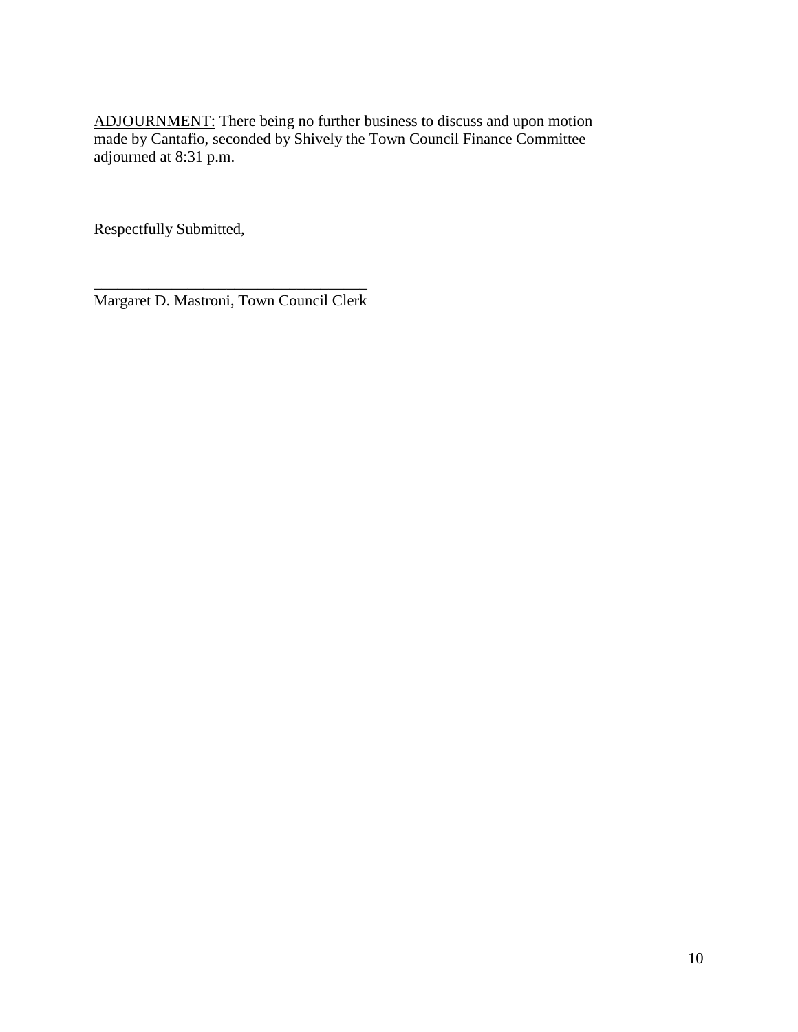<u>ADJOURNMENT:</u> There being no further business to discuss and upon motion made by Cantafio, seconded by Shively the Town Council Finance Committee adjourned at 8:31 p.m.

Respectfully Submitted,

___________________________________
Margaret D. Mastroni, Town Council Clerk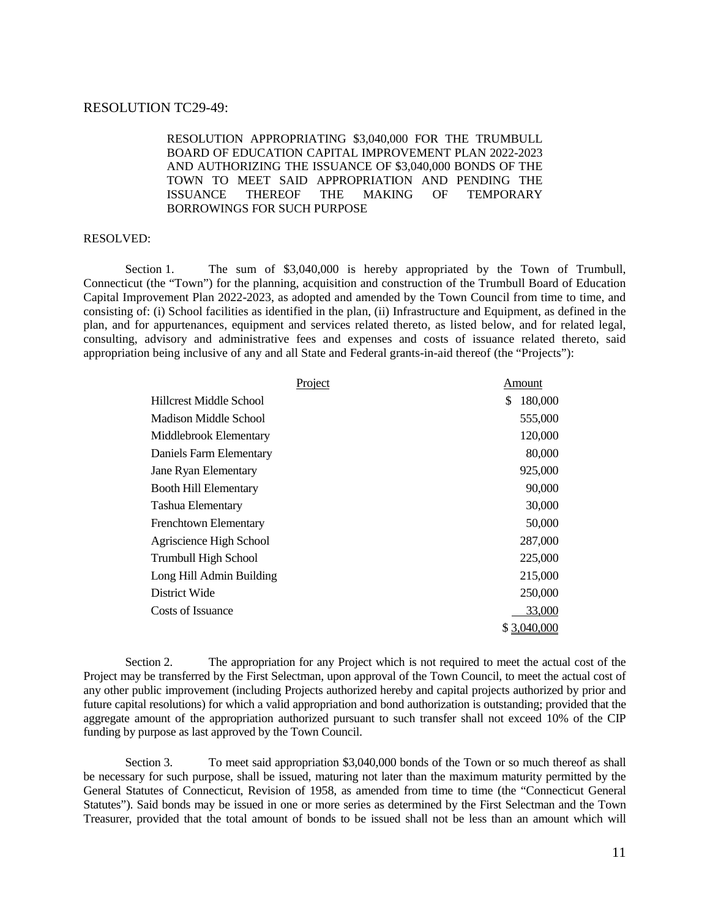RESOLUTION TC29-49:

RESOLUTION APPROPRIATING $3,040,000 FOR THE TRUMBULL BOARD OF EDUCATION CAPITAL IMPROVEMENT PLAN 2022-2023 AND AUTHORIZING THE ISSUANCE OF $3,040,000 BONDS OF THE TOWN TO MEET SAID APPROPRIATION AND PENDING THE ISSUANCE THEREOF THE MAKING OF TEMPORARY BORROWINGS FOR SUCH PURPOSE

RESOLVED:

Section 1. The sum of $3,040,000 is hereby appropriated by the Town of Trumbull, Connecticut (the "Town") for the planning, acquisition and construction of the Trumbull Board of Education Capital Improvement Plan 2022-2023, as adopted and amended by the Town Council from time to time, and consisting of: (i) School facilities as identified in the plan, (ii) Infrastructure and Equipment, as defined in the plan, and for appurtenances, equipment and services related thereto, as listed below, and for related legal, consulting, advisory and administrative fees and expenses and costs of issuance related thereto, said appropriation being inclusive of any and all State and Federal grants-in-aid thereof (the "Projects"):

| Project | Amount |
|---|---|
| Hillcrest Middle School | $ 180,000 |
| Madison Middle School | 555,000 |
| Middlebrook Elementary | 120,000 |
| Daniels Farm Elementary | 80,000 |
| Jane Ryan Elementary | 925,000 |
| Booth Hill Elementary | 90,000 |
| Tashua Elementary | 30,000 |
| Frenchtown Elementary | 50,000 |
| Agriscience High School | 287,000 |
| Trumbull High School | 225,000 |
| Long Hill Admin Building | 215,000 |
| District Wide | 250,000 |
| Costs of Issuance | 33,000 |
| | $ 3,040,000 |

Section 2. The appropriation for any Project which is not required to meet the actual cost of the Project may be transferred by the First Selectman, upon approval of the Town Council, to meet the actual cost of any other public improvement (including Projects authorized hereby and capital projects authorized by prior and future capital resolutions) for which a valid appropriation and bond authorization is outstanding; provided that the aggregate amount of the appropriation authorized pursuant to such transfer shall not exceed 10% of the CIP funding by purpose as last approved by the Town Council.

Section 3. To meet said appropriation $3,040,000 bonds of the Town or so much thereof as shall be necessary for such purpose, shall be issued, maturing not later than the maximum maturity permitted by the General Statutes of Connecticut, Revision of 1958, as amended from time to time (the "Connecticut General Statutes"). Said bonds may be issued in one or more series as determined by the First Selectman and the Town Treasurer, provided that the total amount of bonds to be issued shall not be less than an amount which will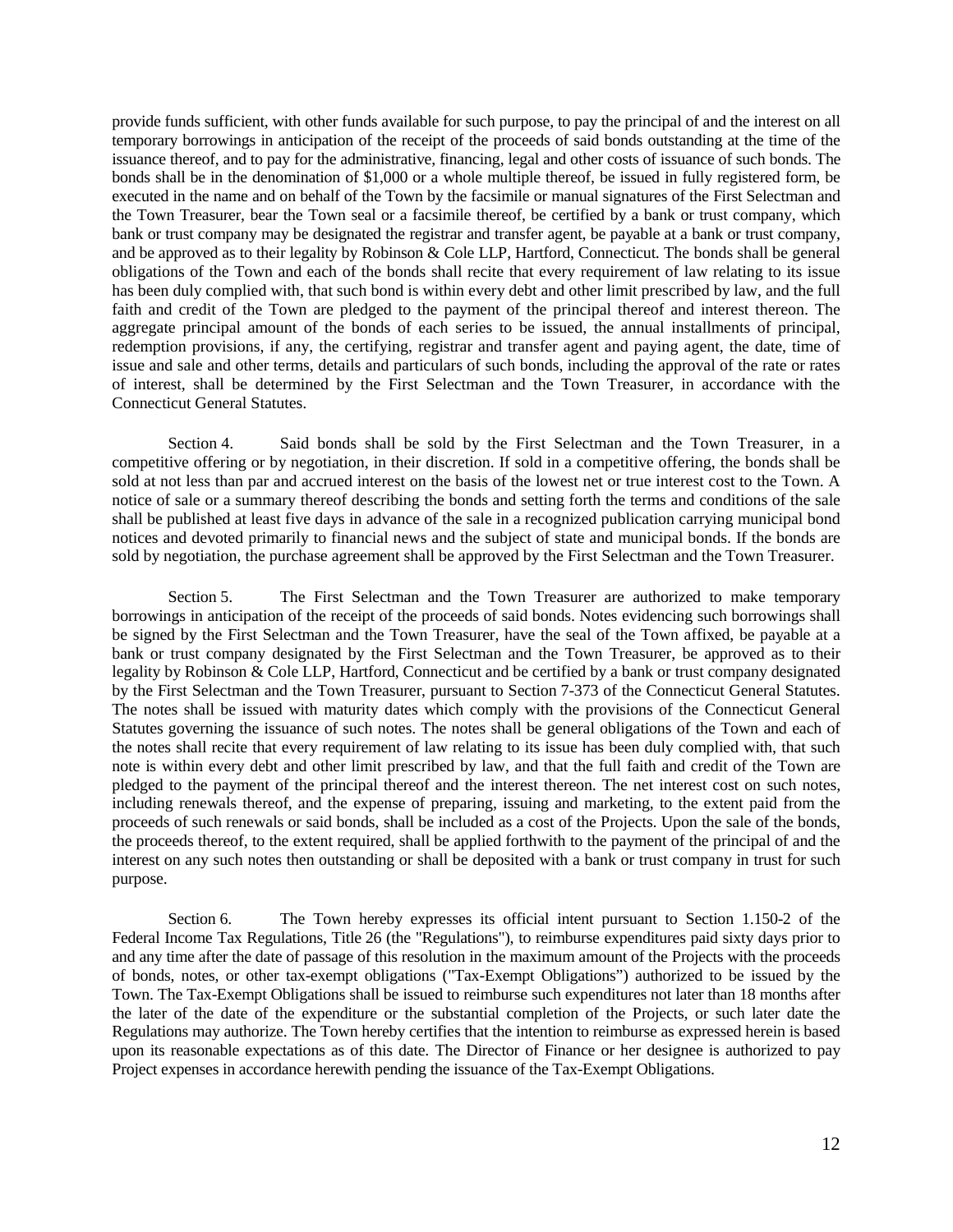provide funds sufficient, with other funds available for such purpose, to pay the principal of and the interest on all temporary borrowings in anticipation of the receipt of the proceeds of said bonds outstanding at the time of the issuance thereof, and to pay for the administrative, financing, legal and other costs of issuance of such bonds. The bonds shall be in the denomination of $1,000 or a whole multiple thereof, be issued in fully registered form, be executed in the name and on behalf of the Town by the facsimile or manual signatures of the First Selectman and the Town Treasurer, bear the Town seal or a facsimile thereof, be certified by a bank or trust company, which bank or trust company may be designated the registrar and transfer agent, be payable at a bank or trust company, and be approved as to their legality by Robinson & Cole LLP, Hartford, Connecticut. The bonds shall be general obligations of the Town and each of the bonds shall recite that every requirement of law relating to its issue has been duly complied with, that such bond is within every debt and other limit prescribed by law, and the full faith and credit of the Town are pledged to the payment of the principal thereof and interest thereon. The aggregate principal amount of the bonds of each series to be issued, the annual installments of principal, redemption provisions, if any, the certifying, registrar and transfer agent and paying agent, the date, time of issue and sale and other terms, details and particulars of such bonds, including the approval of the rate or rates of interest, shall be determined by the First Selectman and the Town Treasurer, in accordance with the Connecticut General Statutes.

Section 4. Said bonds shall be sold by the First Selectman and the Town Treasurer, in a competitive offering or by negotiation, in their discretion. If sold in a competitive offering, the bonds shall be sold at not less than par and accrued interest on the basis of the lowest net or true interest cost to the Town. A notice of sale or a summary thereof describing the bonds and setting forth the terms and conditions of the sale shall be published at least five days in advance of the sale in a recognized publication carrying municipal bond notices and devoted primarily to financial news and the subject of state and municipal bonds. If the bonds are sold by negotiation, the purchase agreement shall be approved by the First Selectman and the Town Treasurer.

Section 5. The First Selectman and the Town Treasurer are authorized to make temporary borrowings in anticipation of the receipt of the proceeds of said bonds. Notes evidencing such borrowings shall be signed by the First Selectman and the Town Treasurer, have the seal of the Town affixed, be payable at a bank or trust company designated by the First Selectman and the Town Treasurer, be approved as to their legality by Robinson & Cole LLP, Hartford, Connecticut and be certified by a bank or trust company designated by the First Selectman and the Town Treasurer, pursuant to Section 7-373 of the Connecticut General Statutes. The notes shall be issued with maturity dates which comply with the provisions of the Connecticut General Statutes governing the issuance of such notes. The notes shall be general obligations of the Town and each of the notes shall recite that every requirement of law relating to its issue has been duly complied with, that such note is within every debt and other limit prescribed by law, and that the full faith and credit of the Town are pledged to the payment of the principal thereof and the interest thereon. The net interest cost on such notes, including renewals thereof, and the expense of preparing, issuing and marketing, to the extent paid from the proceeds of such renewals or said bonds, shall be included as a cost of the Projects. Upon the sale of the bonds, the proceeds thereof, to the extent required, shall be applied forthwith to the payment of the principal of and the interest on any such notes then outstanding or shall be deposited with a bank or trust company in trust for such purpose.

Section 6. The Town hereby expresses its official intent pursuant to Section 1.150-2 of the Federal Income Tax Regulations, Title 26 (the "Regulations"), to reimburse expenditures paid sixty days prior to and any time after the date of passage of this resolution in the maximum amount of the Projects with the proceeds of bonds, notes, or other tax-exempt obligations ("Tax-Exempt Obligations") authorized to be issued by the Town. The Tax-Exempt Obligations shall be issued to reimburse such expenditures not later than 18 months after the later of the date of the expenditure or the substantial completion of the Projects, or such later date the Regulations may authorize. The Town hereby certifies that the intention to reimburse as expressed herein is based upon its reasonable expectations as of this date. The Director of Finance or her designee is authorized to pay Project expenses in accordance herewith pending the issuance of the Tax-Exempt Obligations.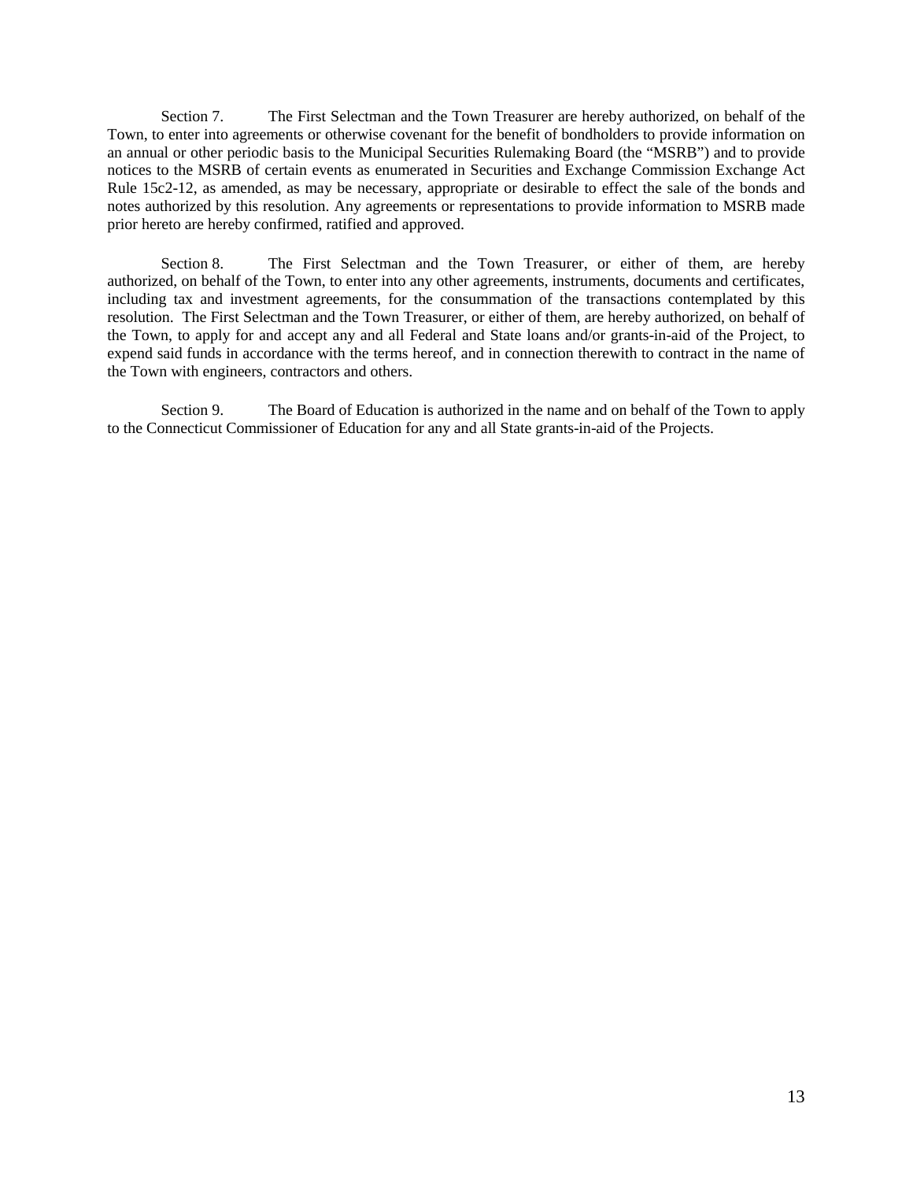Section 7. The First Selectman and the Town Treasurer are hereby authorized, on behalf of the Town, to enter into agreements or otherwise covenant for the benefit of bondholders to provide information on an annual or other periodic basis to the Municipal Securities Rulemaking Board (the "MSRB") and to provide notices to the MSRB of certain events as enumerated in Securities and Exchange Commission Exchange Act Rule 15c2-12, as amended, as may be necessary, appropriate or desirable to effect the sale of the bonds and notes authorized by this resolution. Any agreements or representations to provide information to MSRB made prior hereto are hereby confirmed, ratified and approved.

Section 8. The First Selectman and the Town Treasurer, or either of them, are hereby authorized, on behalf of the Town, to enter into any other agreements, instruments, documents and certificates, including tax and investment agreements, for the consummation of the transactions contemplated by this resolution. The First Selectman and the Town Treasurer, or either of them, are hereby authorized, on behalf of the Town, to apply for and accept any and all Federal and State loans and/or grants-in-aid of the Project, to expend said funds in accordance with the terms hereof, and in connection therewith to contract in the name of the Town with engineers, contractors and others.

Section 9. The Board of Education is authorized in the name and on behalf of the Town to apply to the Connecticut Commissioner of Education for any and all State grants-in-aid of the Projects.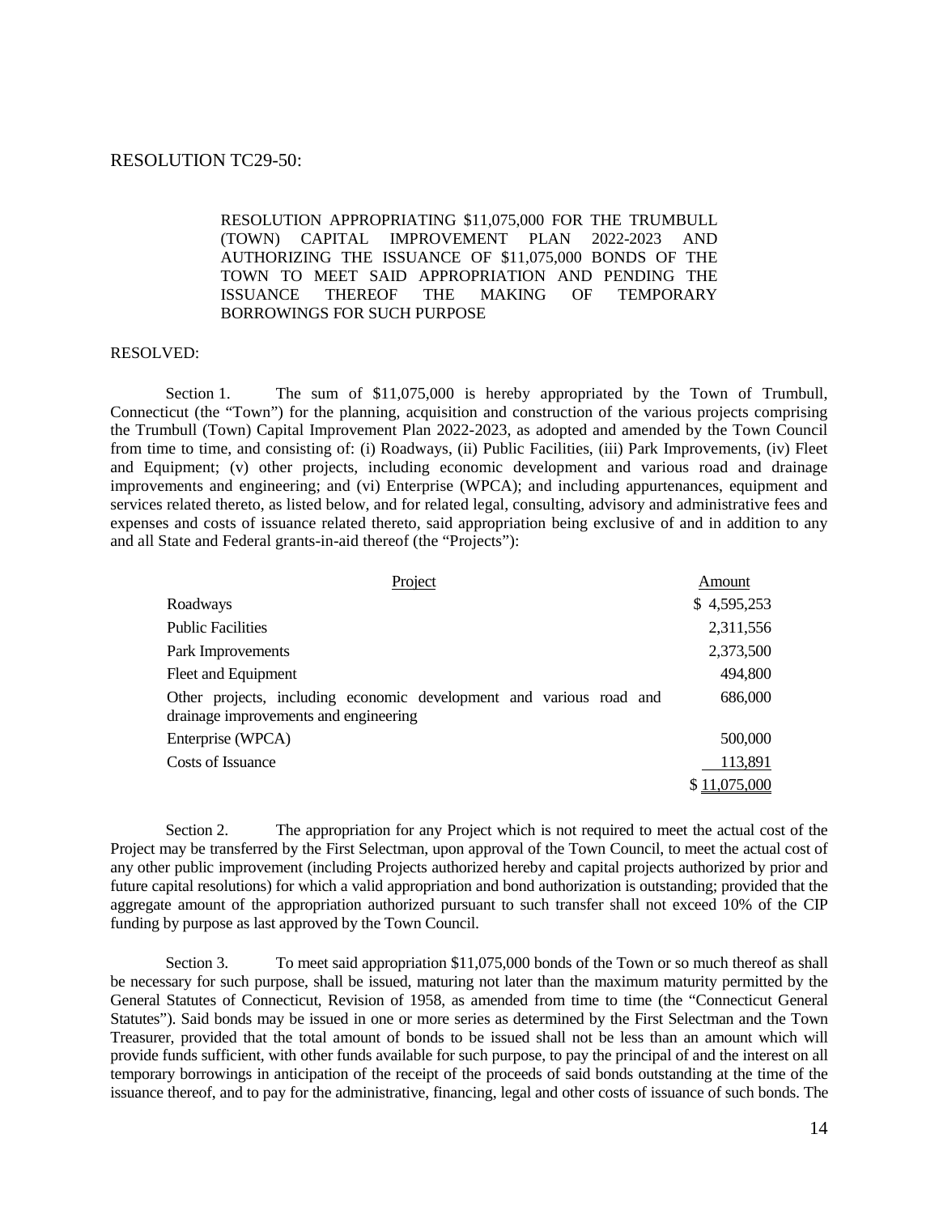RESOLUTION TC29-50:

RESOLUTION APPROPRIATING $11,075,000 FOR THE TRUMBULL (TOWN) CAPITAL IMPROVEMENT PLAN 2022-2023 AND AUTHORIZING THE ISSUANCE OF $11,075,000 BONDS OF THE TOWN TO MEET SAID APPROPRIATION AND PENDING THE ISSUANCE THEREOF THE MAKING OF TEMPORARY BORROWINGS FOR SUCH PURPOSE

RESOLVED:

Section 1. The sum of $11,075,000 is hereby appropriated by the Town of Trumbull, Connecticut (the "Town") for the planning, acquisition and construction of the various projects comprising the Trumbull (Town) Capital Improvement Plan 2022-2023, as adopted and amended by the Town Council from time to time, and consisting of: (i) Roadways, (ii) Public Facilities, (iii) Park Improvements, (iv) Fleet and Equipment; (v) other projects, including economic development and various road and drainage improvements and engineering; and (vi) Enterprise (WPCA); and including appurtenances, equipment and services related thereto, as listed below, and for related legal, consulting, advisory and administrative fees and expenses and costs of issuance related thereto, said appropriation being exclusive of and in addition to any and all State and Federal grants-in-aid thereof (the "Projects"):

| Project | Amount |
|---|---|
| Roadways | $ 4,595,253 |
| Public Facilities | 2,311,556 |
| Park Improvements | 2,373,500 |
| Fleet and Equipment | 494,800 |
| Other projects, including economic development and various road and drainage improvements and engineering | 686,000 |
| Enterprise (WPCA) | 500,000 |
| Costs of Issuance | 113,891 |
| | $ 11,075,000 |

Section 2. The appropriation for any Project which is not required to meet the actual cost of the Project may be transferred by the First Selectman, upon approval of the Town Council, to meet the actual cost of any other public improvement (including Projects authorized hereby and capital projects authorized by prior and future capital resolutions) for which a valid appropriation and bond authorization is outstanding; provided that the aggregate amount of the appropriation authorized pursuant to such transfer shall not exceed 10% of the CIP funding by purpose as last approved by the Town Council.

Section 3. To meet said appropriation $11,075,000 bonds of the Town or so much thereof as shall be necessary for such purpose, shall be issued, maturing not later than the maximum maturity permitted by the General Statutes of Connecticut, Revision of 1958, as amended from time to time (the "Connecticut General Statutes"). Said bonds may be issued in one or more series as determined by the First Selectman and the Town Treasurer, provided that the total amount of bonds to be issued shall not be less than an amount which will provide funds sufficient, with other funds available for such purpose, to pay the principal of and the interest on all temporary borrowings in anticipation of the receipt of the proceeds of said bonds outstanding at the time of the issuance thereof, and to pay for the administrative, financing, legal and other costs of issuance of such bonds. The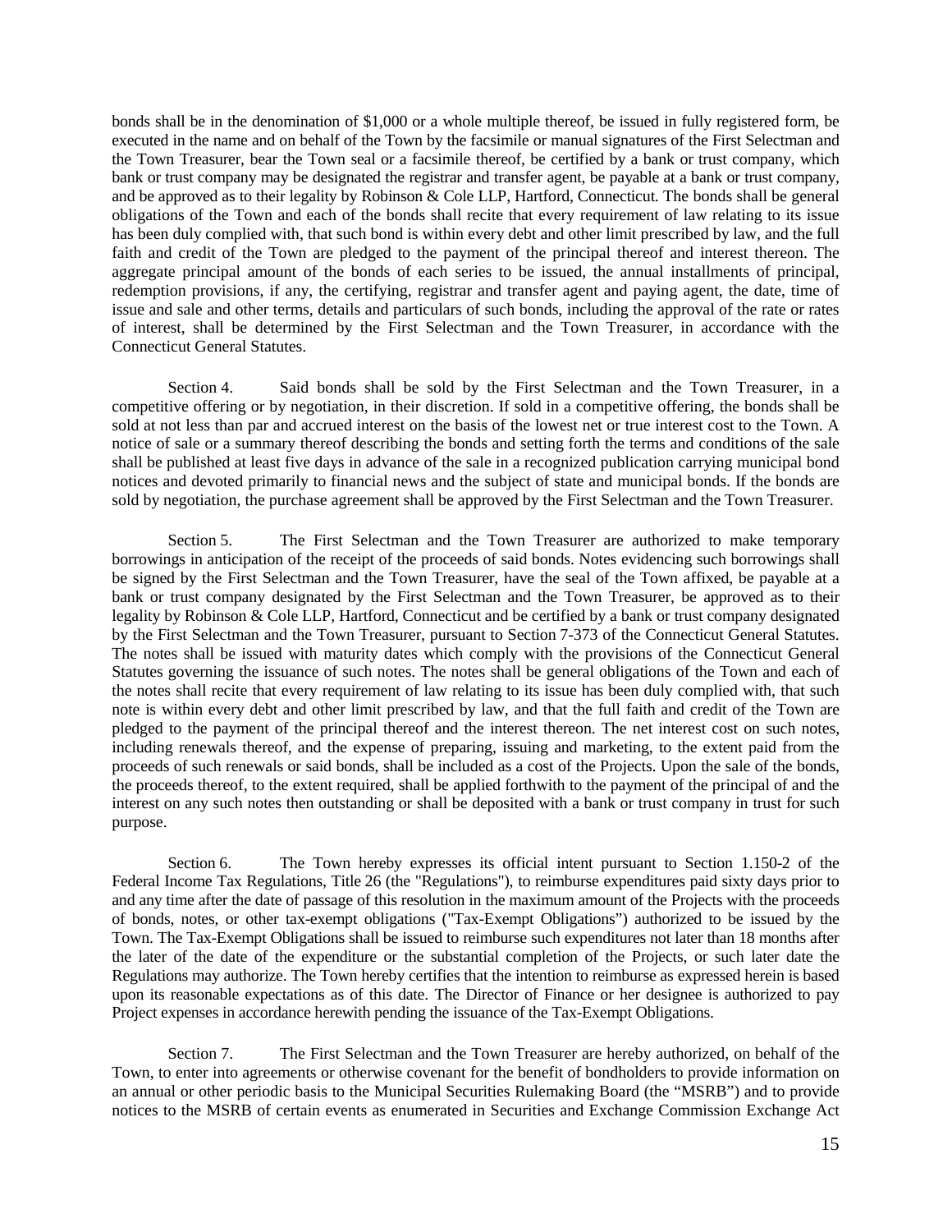bonds shall be in the denomination of $1,000 or a whole multiple thereof, be issued in fully registered form, be executed in the name and on behalf of the Town by the facsimile or manual signatures of the First Selectman and the Town Treasurer, bear the Town seal or a facsimile thereof, be certified by a bank or trust company, which bank or trust company may be designated the registrar and transfer agent, be payable at a bank or trust company, and be approved as to their legality by Robinson & Cole LLP, Hartford, Connecticut. The bonds shall be general obligations of the Town and each of the bonds shall recite that every requirement of law relating to its issue has been duly complied with, that such bond is within every debt and other limit prescribed by law, and the full faith and credit of the Town are pledged to the payment of the principal thereof and interest thereon. The aggregate principal amount of the bonds of each series to be issued, the annual installments of principal, redemption provisions, if any, the certifying, registrar and transfer agent and paying agent, the date, time of issue and sale and other terms, details and particulars of such bonds, including the approval of the rate or rates of interest, shall be determined by the First Selectman and the Town Treasurer, in accordance with the Connecticut General Statutes.

Section 4. Said bonds shall be sold by the First Selectman and the Town Treasurer, in a competitive offering or by negotiation, in their discretion. If sold in a competitive offering, the bonds shall be sold at not less than par and accrued interest on the basis of the lowest net or true interest cost to the Town. A notice of sale or a summary thereof describing the bonds and setting forth the terms and conditions of the sale shall be published at least five days in advance of the sale in a recognized publication carrying municipal bond notices and devoted primarily to financial news and the subject of state and municipal bonds. If the bonds are sold by negotiation, the purchase agreement shall be approved by the First Selectman and the Town Treasurer.

Section 5. The First Selectman and the Town Treasurer are authorized to make temporary borrowings in anticipation of the receipt of the proceeds of said bonds. Notes evidencing such borrowings shall be signed by the First Selectman and the Town Treasurer, have the seal of the Town affixed, be payable at a bank or trust company designated by the First Selectman and the Town Treasurer, be approved as to their legality by Robinson & Cole LLP, Hartford, Connecticut and be certified by a bank or trust company designated by the First Selectman and the Town Treasurer, pursuant to Section 7-373 of the Connecticut General Statutes. The notes shall be issued with maturity dates which comply with the provisions of the Connecticut General Statutes governing the issuance of such notes. The notes shall be general obligations of the Town and each of the notes shall recite that every requirement of law relating to its issue has been duly complied with, that such note is within every debt and other limit prescribed by law, and that the full faith and credit of the Town are pledged to the payment of the principal thereof and the interest thereon. The net interest cost on such notes, including renewals thereof, and the expense of preparing, issuing and marketing, to the extent paid from the proceeds of such renewals or said bonds, shall be included as a cost of the Projects. Upon the sale of the bonds, the proceeds thereof, to the extent required, shall be applied forthwith to the payment of the principal of and the interest on any such notes then outstanding or shall be deposited with a bank or trust company in trust for such purpose.

Section 6. The Town hereby expresses its official intent pursuant to Section 1.150-2 of the Federal Income Tax Regulations, Title 26 (the "Regulations"), to reimburse expenditures paid sixty days prior to and any time after the date of passage of this resolution in the maximum amount of the Projects with the proceeds of bonds, notes, or other tax-exempt obligations ("Tax-Exempt Obligations") authorized to be issued by the Town. The Tax-Exempt Obligations shall be issued to reimburse such expenditures not later than 18 months after the later of the date of the expenditure or the substantial completion of the Projects, or such later date the Regulations may authorize. The Town hereby certifies that the intention to reimburse as expressed herein is based upon its reasonable expectations as of this date. The Director of Finance or her designee is authorized to pay Project expenses in accordance herewith pending the issuance of the Tax-Exempt Obligations.

Section 7. The First Selectman and the Town Treasurer are hereby authorized, on behalf of the Town, to enter into agreements or otherwise covenant for the benefit of bondholders to provide information on an annual or other periodic basis to the Municipal Securities Rulemaking Board (the "MSRB") and to provide notices to the MSRB of certain events as enumerated in Securities and Exchange Commission Exchange Act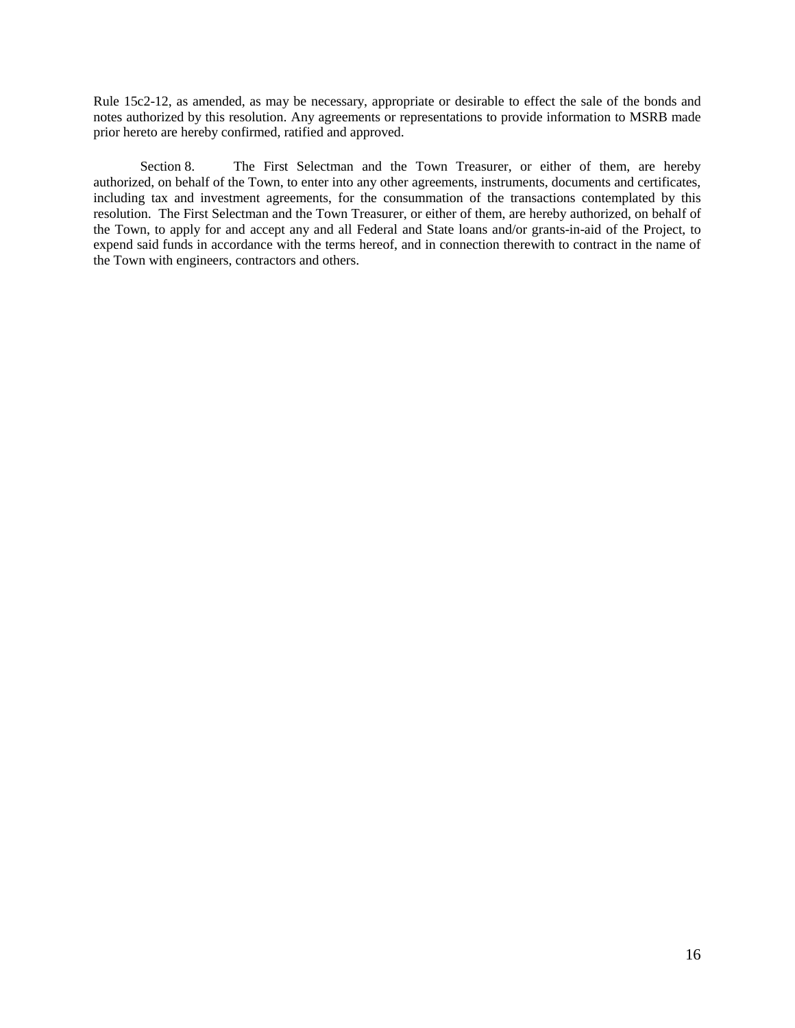Rule 15c2-12, as amended, as may be necessary, appropriate or desirable to effect the sale of the bonds and notes authorized by this resolution. Any agreements or representations to provide information to MSRB made prior hereto are hereby confirmed, ratified and approved.

Section 8. The First Selectman and the Town Treasurer, or either of them, are hereby authorized, on behalf of the Town, to enter into any other agreements, instruments, documents and certificates, including tax and investment agreements, for the consummation of the transactions contemplated by this resolution. The First Selectman and the Town Treasurer, or either of them, are hereby authorized, on behalf of the Town, to apply for and accept any and all Federal and State loans and/or grants-in-aid of the Project, to expend said funds in accordance with the terms hereof, and in connection therewith to contract in the name of the Town with engineers, contractors and others.